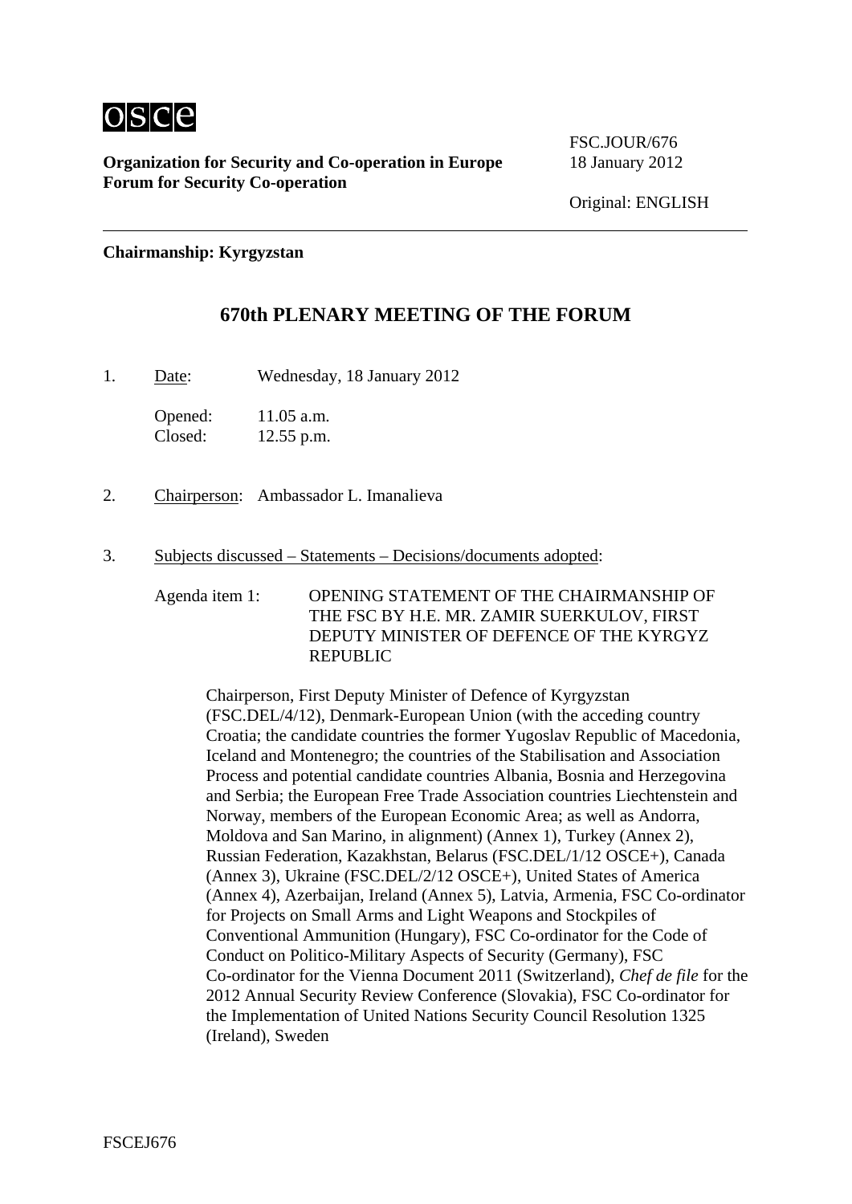osce

**Organization for Security and Co-operation in Europe**
**Forum for Security Co-operation**

FSC.JOUR/676
18 January 2012

Original: ENGLISH

**Chairmanship: Kyrgyzstan**

## 670th PLENARY MEETING OF THE FORUM

1. Date: Wednesday, 18 January 2012

   Opened: 11.05 a.m.
   Closed: 12.55 p.m.

2. Chairperson: Ambassador L. Imanalieva

3. Subjects discussed – Statements – Decisions/documents adopted:

   Agenda item 1: OPENING STATEMENT OF THE CHAIRMANSHIP OF THE FSC BY H.E. MR. ZAMIR SUERKULOV, FIRST DEPUTY MINISTER OF DEFENCE OF THE KYRGYZ REPUBLIC

   Chairperson, First Deputy Minister of Defence of Kyrgyzstan (FSC.DEL/4/12), Denmark-European Union (with the acceding country Croatia; the candidate countries the former Yugoslav Republic of Macedonia, Iceland and Montenegro; the countries of the Stabilisation and Association Process and potential candidate countries Albania, Bosnia and Herzegovina and Serbia; the European Free Trade Association countries Liechtenstein and Norway, members of the European Economic Area; as well as Andorra, Moldova and San Marino, in alignment) (Annex 1), Turkey (Annex 2), Russian Federation, Kazakhstan, Belarus (FSC.DEL/1/12 OSCE+), Canada (Annex 3), Ukraine (FSC.DEL/2/12 OSCE+), United States of America (Annex 4), Azerbaijan, Ireland (Annex 5), Latvia, Armenia, FSC Co-ordinator for Projects on Small Arms and Light Weapons and Stockpiles of Conventional Ammunition (Hungary), FSC Co-ordinator for the Code of Conduct on Politico-Military Aspects of Security (Germany), FSC Co-ordinator for the Vienna Document 2011 (Switzerland), *Chef de file* for the 2012 Annual Security Review Conference (Slovakia), FSC Co-ordinator for the Implementation of United Nations Security Council Resolution 1325 (Ireland), Sweden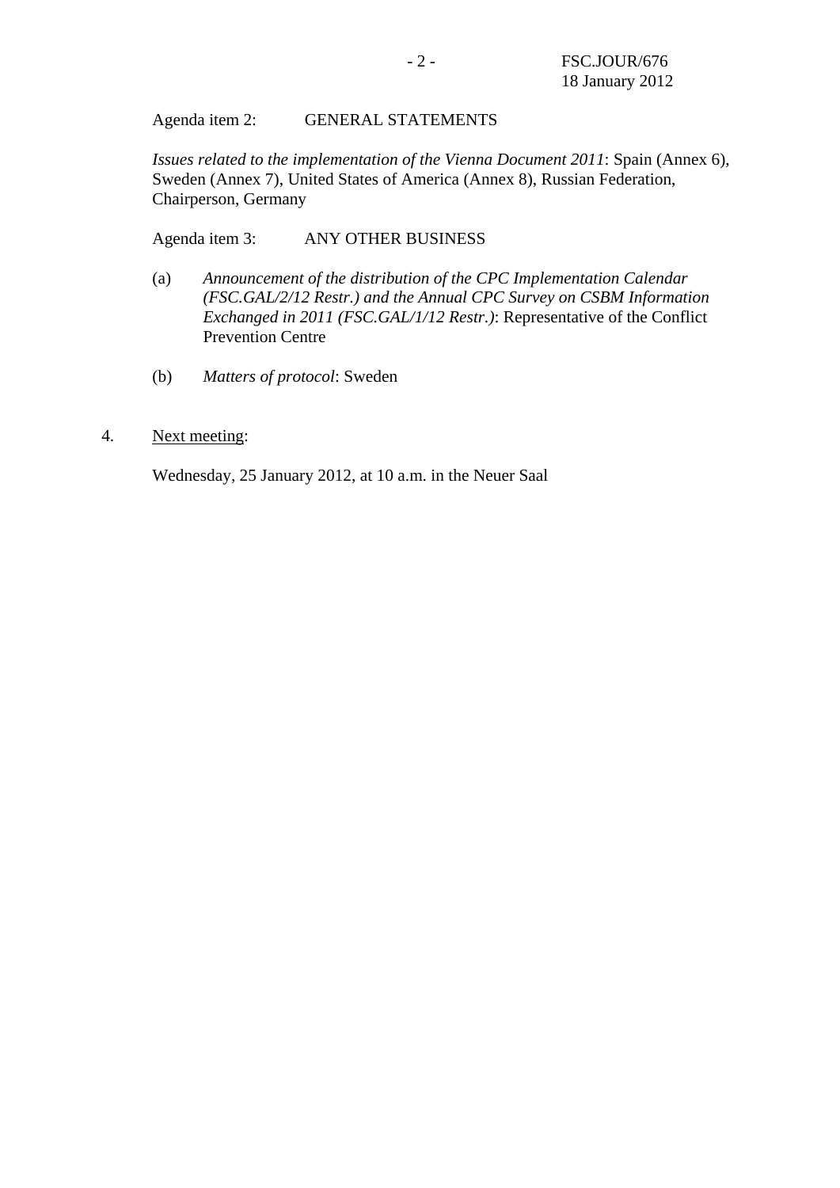Agenda item 2: GENERAL STATEMENTS

*Issues related to the implementation of the Vienna Document 2011*: Spain (Annex 6), Sweden (Annex 7), United States of America (Annex 8), Russian Federation, Chairperson, Germany

Agenda item 3: ANY OTHER BUSINESS

(a) *Announcement of the distribution of the CPC Implementation Calendar (FSC.GAL/2/12 Restr.) and the Annual CPC Survey on CSBM Information Exchanged in 2011 (FSC.GAL/1/12 Restr.)*: Representative of the Conflict Prevention Centre

(b) *Matters of protocol*: Sweden

4. Next meeting:

Wednesday, 25 January 2012, at 10 a.m. in the Neuer Saal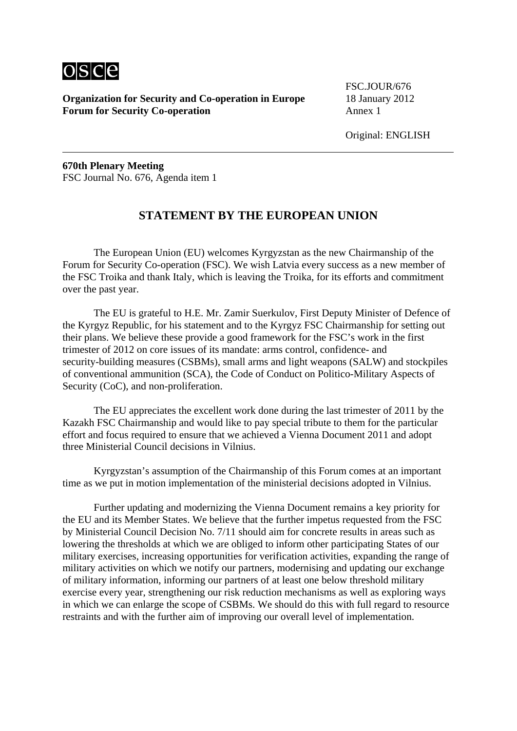**Organization for Security and Co-operation in Europe**
**Forum for Security Co-operation**

FSC.JOUR/676
18 January 2012
Annex 1

Original: ENGLISH

**670th Plenary Meeting**
FSC Journal No. 676, Agenda item 1

## STATEMENT BY THE EUROPEAN UNION

The European Union (EU) welcomes Kyrgyzstan as the new Chairmanship of the Forum for Security Co-operation (FSC). We wish Latvia every success as a new member of the FSC Troika and thank Italy, which is leaving the Troika, for its efforts and commitment over the past year.

The EU is grateful to H.E. Mr. Zamir Suerkulov, First Deputy Minister of Defence of the Kyrgyz Republic, for his statement and to the Kyrgyz FSC Chairmanship for setting out their plans. We believe these provide a good framework for the FSC's work in the first trimester of 2012 on core issues of its mandate: arms control, confidence- and security-building measures (CSBMs), small arms and light weapons (SALW) and stockpiles of conventional ammunition (SCA), the Code of Conduct on Politico-Military Aspects of Security (CoC), and non-proliferation.

The EU appreciates the excellent work done during the last trimester of 2011 by the Kazakh FSC Chairmanship and would like to pay special tribute to them for the particular effort and focus required to ensure that we achieved a Vienna Document 2011 and adopt three Ministerial Council decisions in Vilnius.

Kyrgyzstan's assumption of the Chairmanship of this Forum comes at an important time as we put in motion implementation of the ministerial decisions adopted in Vilnius.

Further updating and modernizing the Vienna Document remains a key priority for the EU and its Member States. We believe that the further impetus requested from the FSC by Ministerial Council Decision No. 7/11 should aim for concrete results in areas such as lowering the thresholds at which we are obliged to inform other participating States of our military exercises, increasing opportunities for verification activities, expanding the range of military activities on which we notify our partners, modernising and updating our exchange of military information, informing our partners of at least one below threshold military exercise every year, strengthening our risk reduction mechanisms as well as exploring ways in which we can enlarge the scope of CSBMs. We should do this with full regard to resource restraints and with the further aim of improving our overall level of implementation.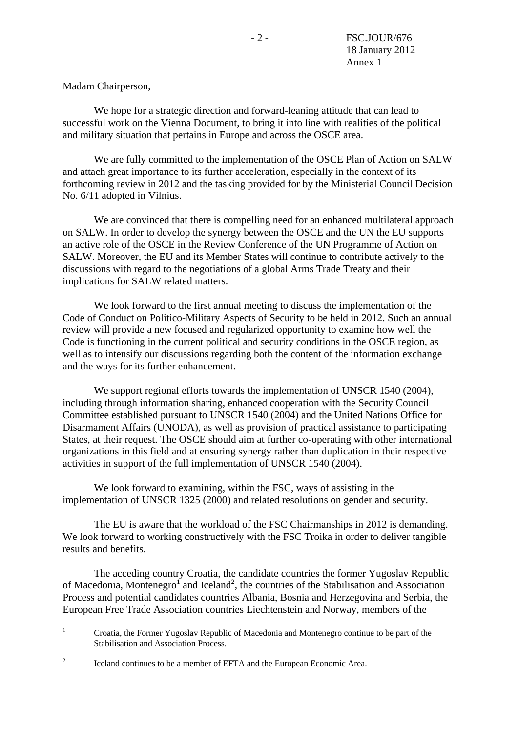Madam Chairperson,

We hope for a strategic direction and forward-leaning attitude that can lead to successful work on the Vienna Document, to bring it into line with realities of the political and military situation that pertains in Europe and across the OSCE area.

We are fully committed to the implementation of the OSCE Plan of Action on SALW and attach great importance to its further acceleration, especially in the context of its forthcoming review in 2012 and the tasking provided for by the Ministerial Council Decision No. 6/11 adopted in Vilnius.

We are convinced that there is compelling need for an enhanced multilateral approach on SALW. In order to develop the synergy between the OSCE and the UN the EU supports an active role of the OSCE in the Review Conference of the UN Programme of Action on SALW. Moreover, the EU and its Member States will continue to contribute actively to the discussions with regard to the negotiations of a global Arms Trade Treaty and their implications for SALW related matters.

We look forward to the first annual meeting to discuss the implementation of the Code of Conduct on Politico-Military Aspects of Security to be held in 2012. Such an annual review will provide a new focused and regularized opportunity to examine how well the Code is functioning in the current political and security conditions in the OSCE region, as well as to intensify our discussions regarding both the content of the information exchange and the ways for its further enhancement.

We support regional efforts towards the implementation of UNSCR 1540 (2004), including through information sharing, enhanced cooperation with the Security Council Committee established pursuant to UNSCR 1540 (2004) and the United Nations Office for Disarmament Affairs (UNODA), as well as provision of practical assistance to participating States, at their request. The OSCE should aim at further co-operating with other international organizations in this field and at ensuring synergy rather than duplication in their respective activities in support of the full implementation of UNSCR 1540 (2004).

We look forward to examining, within the FSC, ways of assisting in the implementation of UNSCR 1325 (2000) and related resolutions on gender and security.

The EU is aware that the workload of the FSC Chairmanships in 2012 is demanding. We look forward to working constructively with the FSC Troika in order to deliver tangible results and benefits.

The acceding country Croatia, the candidate countries the former Yugoslav Republic of Macedonia, Montenegro[1] and Iceland[2], the countries of the Stabilisation and Association Process and potential candidates countries Albania, Bosnia and Herzegovina and Serbia, the European Free Trade Association countries Liechtenstein and Norway, members of the

---

[1] Croatia, the Former Yugoslav Republic of Macedonia and Montenegro continue to be part of the Stabilisation and Association Process.

[2] Iceland continues to be a member of EFTA and the European Economic Area.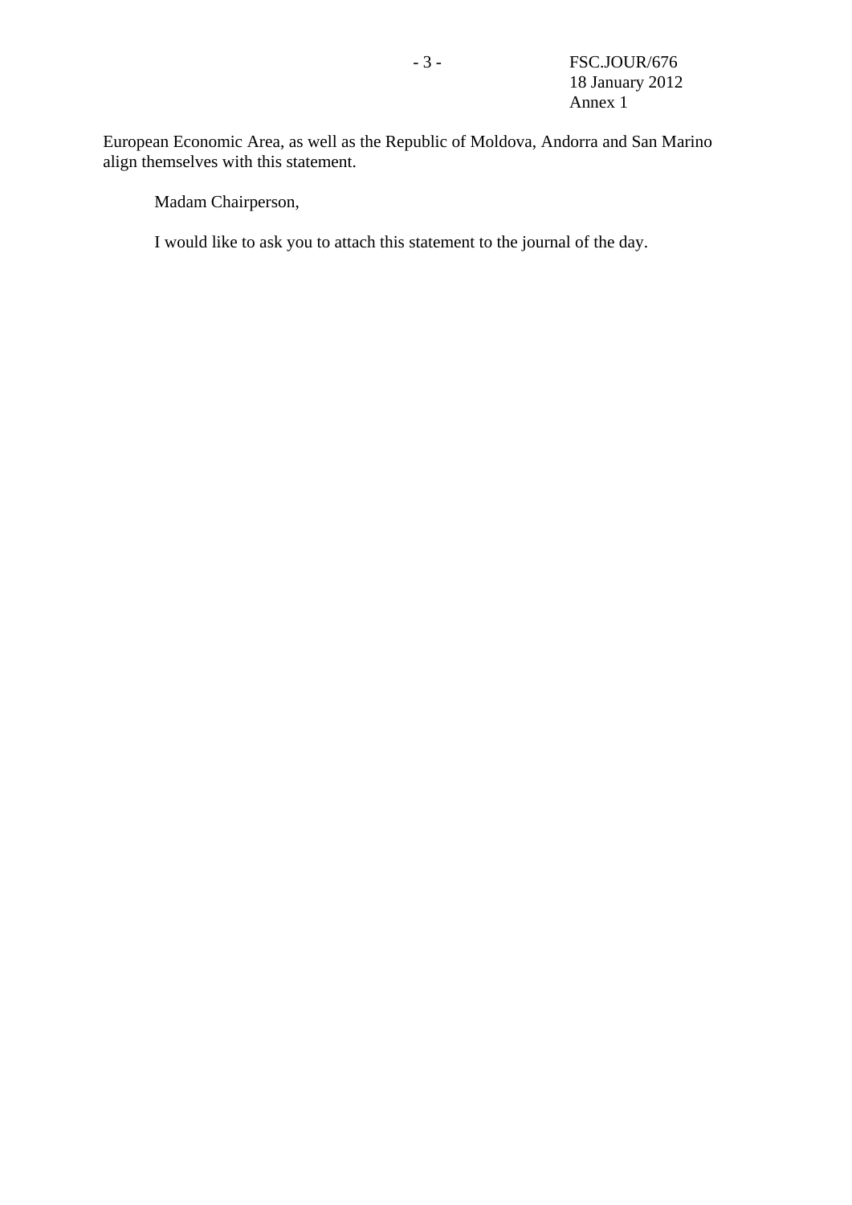European Economic Area, as well as the Republic of Moldova, Andorra and San Marino align themselves with this statement.

Madam Chairperson,

I would like to ask you to attach this statement to the journal of the day.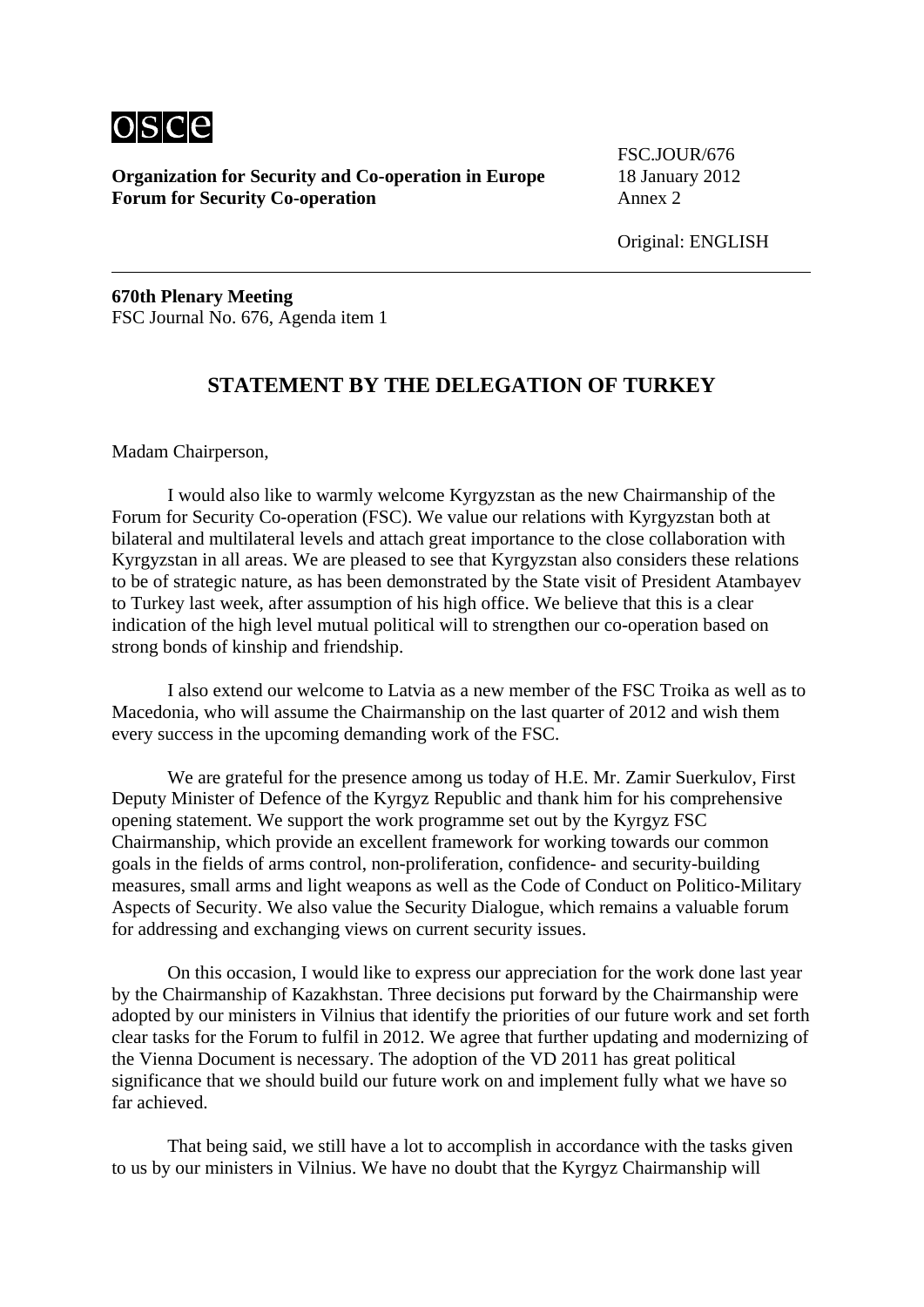Organization for Security and Co-operation in Europe
Forum for Security Co-operation

FSC.JOUR/676
18 January 2012
Annex 2

Original: ENGLISH

**670th Plenary Meeting**
FSC Journal No. 676, Agenda item 1

## STATEMENT BY THE DELEGATION OF TURKEY

Madam Chairperson,

I would also like to warmly welcome Kyrgyzstan as the new Chairmanship of the Forum for Security Co-operation (FSC). We value our relations with Kyrgyzstan both at bilateral and multilateral levels and attach great importance to the close collaboration with Kyrgyzstan in all areas. We are pleased to see that Kyrgyzstan also considers these relations to be of strategic nature, as has been demonstrated by the State visit of President Atambayev to Turkey last week, after assumption of his high office. We believe that this is a clear indication of the high level mutual political will to strengthen our co-operation based on strong bonds of kinship and friendship.

I also extend our welcome to Latvia as a new member of the FSC Troika as well as to Macedonia, who will assume the Chairmanship on the last quarter of 2012 and wish them every success in the upcoming demanding work of the FSC.

We are grateful for the presence among us today of H.E. Mr. Zamir Suerkulov, First Deputy Minister of Defence of the Kyrgyz Republic and thank him for his comprehensive opening statement. We support the work programme set out by the Kyrgyz FSC Chairmanship, which provide an excellent framework for working towards our common goals in the fields of arms control, non-proliferation, confidence- and security-building measures, small arms and light weapons as well as the Code of Conduct on Politico-Military Aspects of Security. We also value the Security Dialogue, which remains a valuable forum for addressing and exchanging views on current security issues.

On this occasion, I would like to express our appreciation for the work done last year by the Chairmanship of Kazakhstan. Three decisions put forward by the Chairmanship were adopted by our ministers in Vilnius that identify the priorities of our future work and set forth clear tasks for the Forum to fulfil in 2012. We agree that further updating and modernizing of the Vienna Document is necessary. The adoption of the VD 2011 has great political significance that we should build our future work on and implement fully what we have so far achieved.

That being said, we still have a lot to accomplish in accordance with the tasks given to us by our ministers in Vilnius. We have no doubt that the Kyrgyz Chairmanship will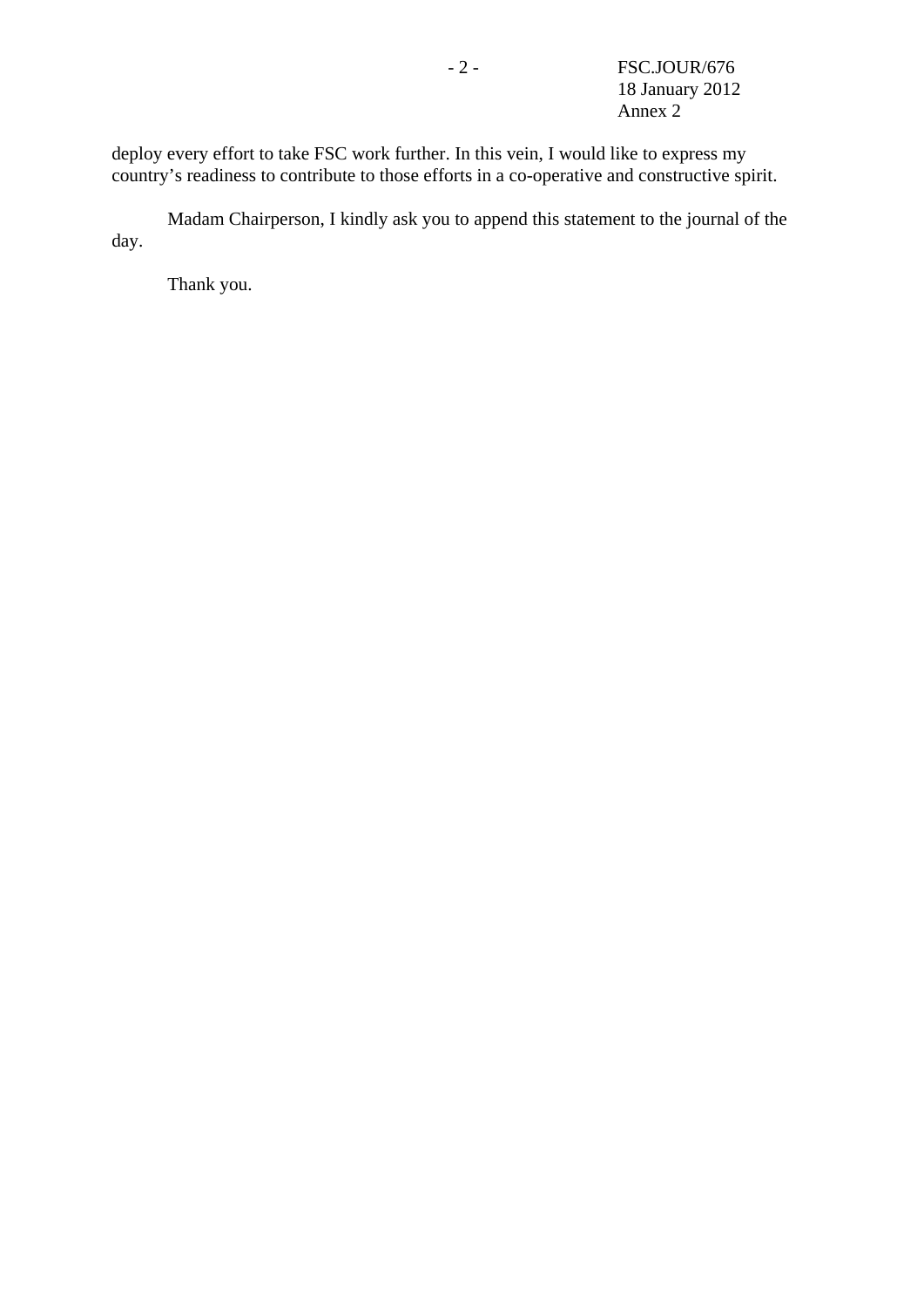deploy every effort to take FSC work further. In this vein, I would like to express my country's readiness to contribute to those efforts in a co-operative and constructive spirit.

Madam Chairperson, I kindly ask you to append this statement to the journal of the day.

Thank you.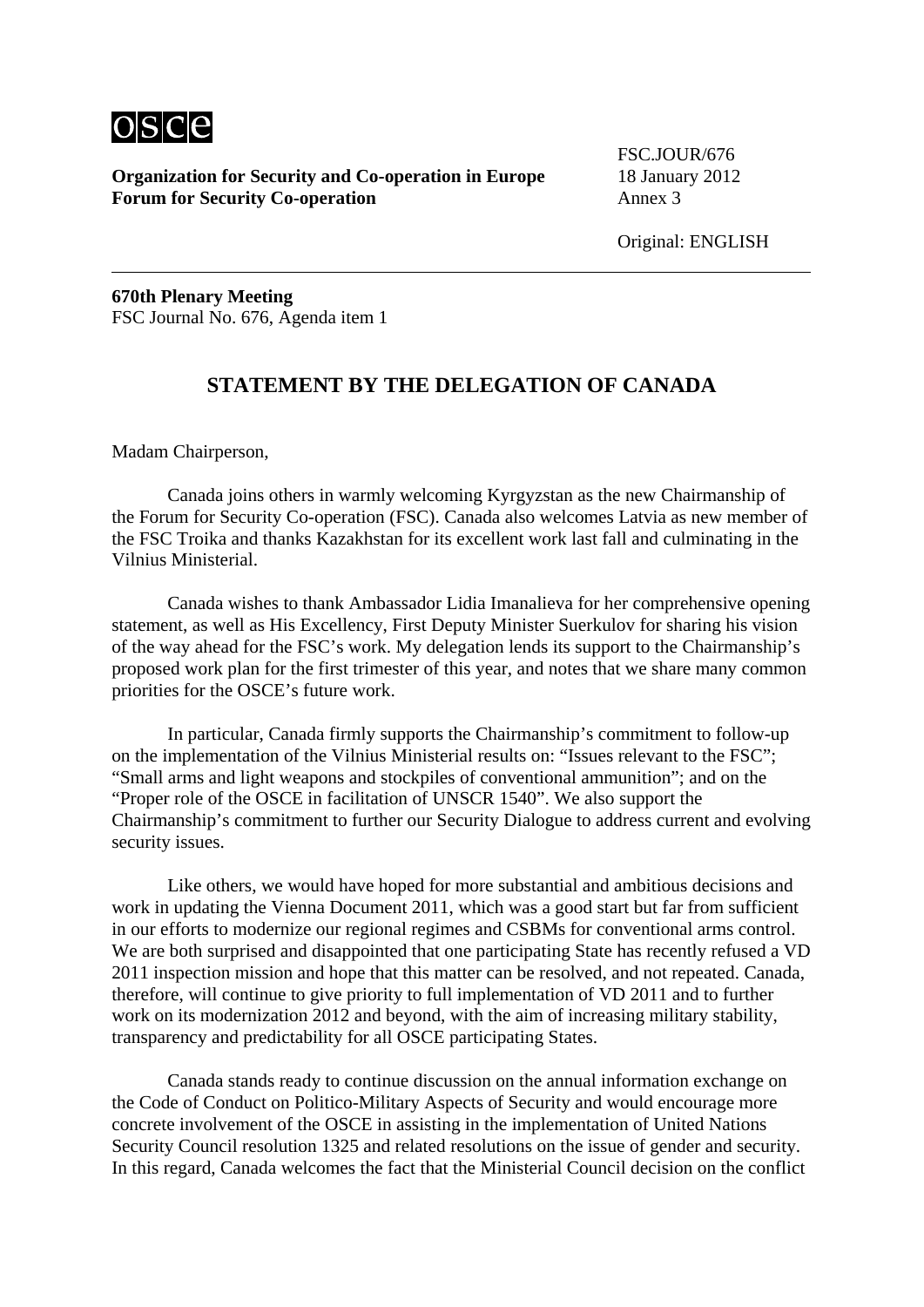**Organization for Security and Co-operation in Europe**
**Forum for Security Co-operation**

FSC.JOUR/676
18 January 2012
Annex 3

Original: ENGLISH

**670th Plenary Meeting**
FSC Journal No. 676, Agenda item 1

## STATEMENT BY THE DELEGATION OF CANADA

Madam Chairperson,

Canada joins others in warmly welcoming Kyrgyzstan as the new Chairmanship of the Forum for Security Co-operation (FSC). Canada also welcomes Latvia as new member of the FSC Troika and thanks Kazakhstan for its excellent work last fall and culminating in the Vilnius Ministerial.

Canada wishes to thank Ambassador Lidia Imanalieva for her comprehensive opening statement, as well as His Excellency, First Deputy Minister Suerkulov for sharing his vision of the way ahead for the FSC's work. My delegation lends its support to the Chairmanship's proposed work plan for the first trimester of this year, and notes that we share many common priorities for the OSCE's future work.

In particular, Canada firmly supports the Chairmanship's commitment to follow-up on the implementation of the Vilnius Ministerial results on: "Issues relevant to the FSC"; "Small arms and light weapons and stockpiles of conventional ammunition"; and on the "Proper role of the OSCE in facilitation of UNSCR 1540". We also support the Chairmanship's commitment to further our Security Dialogue to address current and evolving security issues.

Like others, we would have hoped for more substantial and ambitious decisions and work in updating the Vienna Document 2011, which was a good start but far from sufficient in our efforts to modernize our regional regimes and CSBMs for conventional arms control. We are both surprised and disappointed that one participating State has recently refused a VD 2011 inspection mission and hope that this matter can be resolved, and not repeated. Canada, therefore, will continue to give priority to full implementation of VD 2011 and to further work on its modernization 2012 and beyond, with the aim of increasing military stability, transparency and predictability for all OSCE participating States.

Canada stands ready to continue discussion on the annual information exchange on the Code of Conduct on Politico-Military Aspects of Security and would encourage more concrete involvement of the OSCE in assisting in the implementation of United Nations Security Council resolution 1325 and related resolutions on the issue of gender and security. In this regard, Canada welcomes the fact that the Ministerial Council decision on the conflict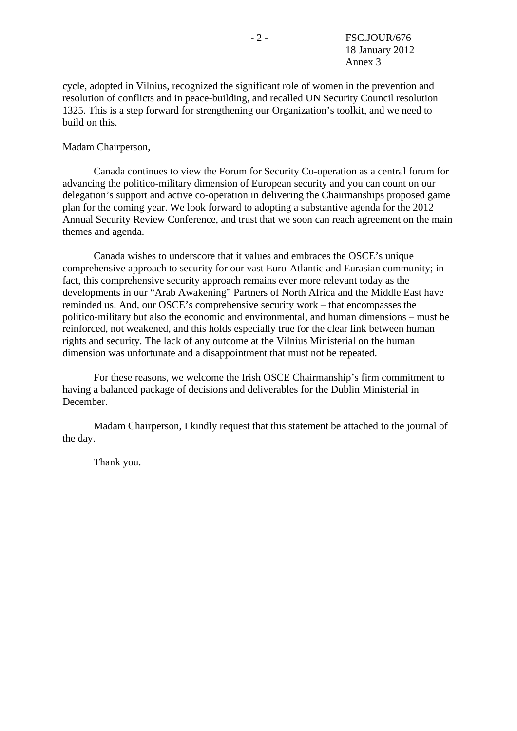cycle, adopted in Vilnius, recognized the significant role of women in the prevention and resolution of conflicts and in peace-building, and recalled UN Security Council resolution 1325. This is a step forward for strengthening our Organization's toolkit, and we need to build on this.

Madam Chairperson,

Canada continues to view the Forum for Security Co-operation as a central forum for advancing the politico-military dimension of European security and you can count on our delegation's support and active co-operation in delivering the Chairmanships proposed game plan for the coming year. We look forward to adopting a substantive agenda for the 2012 Annual Security Review Conference, and trust that we soon can reach agreement on the main themes and agenda.

Canada wishes to underscore that it values and embraces the OSCE's unique comprehensive approach to security for our vast Euro-Atlantic and Eurasian community; in fact, this comprehensive security approach remains ever more relevant today as the developments in our "Arab Awakening" Partners of North Africa and the Middle East have reminded us. And, our OSCE's comprehensive security work – that encompasses the politico-military but also the economic and environmental, and human dimensions – must be reinforced, not weakened, and this holds especially true for the clear link between human rights and security. The lack of any outcome at the Vilnius Ministerial on the human dimension was unfortunate and a disappointment that must not be repeated.

For these reasons, we welcome the Irish OSCE Chairmanship's firm commitment to having a balanced package of decisions and deliverables for the Dublin Ministerial in December.

Madam Chairperson, I kindly request that this statement be attached to the journal of the day.

Thank you.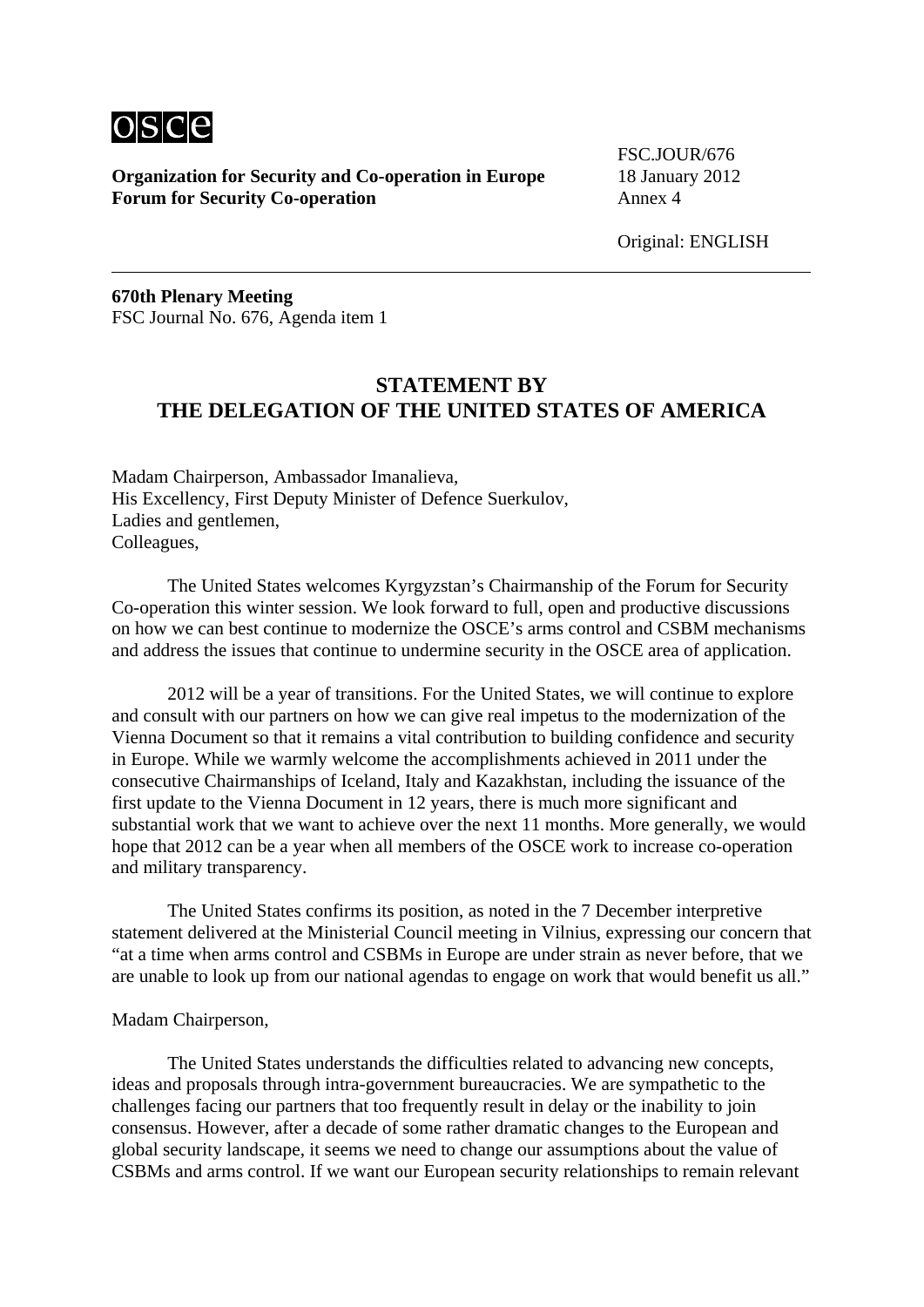**Organization for Security and Co-operation in Europe**
**Forum for Security Co-operation**

FSC.JOUR/676
18 January 2012
Annex 4

Original: ENGLISH

**670th Plenary Meeting**
FSC Journal No. 676, Agenda item 1

## STATEMENT BY THE DELEGATION OF THE UNITED STATES OF AMERICA

Madam Chairperson, Ambassador Imanalieva,
His Excellency, First Deputy Minister of Defence Suerkulov,
Ladies and gentlemen,
Colleagues,

The United States welcomes Kyrgyzstan's Chairmanship of the Forum for Security Co-operation this winter session. We look forward to full, open and productive discussions on how we can best continue to modernize the OSCE's arms control and CSBM mechanisms and address the issues that continue to undermine security in the OSCE area of application.

2012 will be a year of transitions. For the United States, we will continue to explore and consult with our partners on how we can give real impetus to the modernization of the Vienna Document so that it remains a vital contribution to building confidence and security in Europe. While we warmly welcome the accomplishments achieved in 2011 under the consecutive Chairmanships of Iceland, Italy and Kazakhstan, including the issuance of the first update to the Vienna Document in 12 years, there is much more significant and substantial work that we want to achieve over the next 11 months. More generally, we would hope that 2012 can be a year when all members of the OSCE work to increase co-operation and military transparency.

The United States confirms its position, as noted in the 7 December interpretive statement delivered at the Ministerial Council meeting in Vilnius, expressing our concern that "at a time when arms control and CSBMs in Europe are under strain as never before, that we are unable to look up from our national agendas to engage on work that would benefit us all."

Madam Chairperson,

The United States understands the difficulties related to advancing new concepts, ideas and proposals through intra-government bureaucracies. We are sympathetic to the challenges facing our partners that too frequently result in delay or the inability to join consensus. However, after a decade of some rather dramatic changes to the European and global security landscape, it seems we need to change our assumptions about the value of CSBMs and arms control. If we want our European security relationships to remain relevant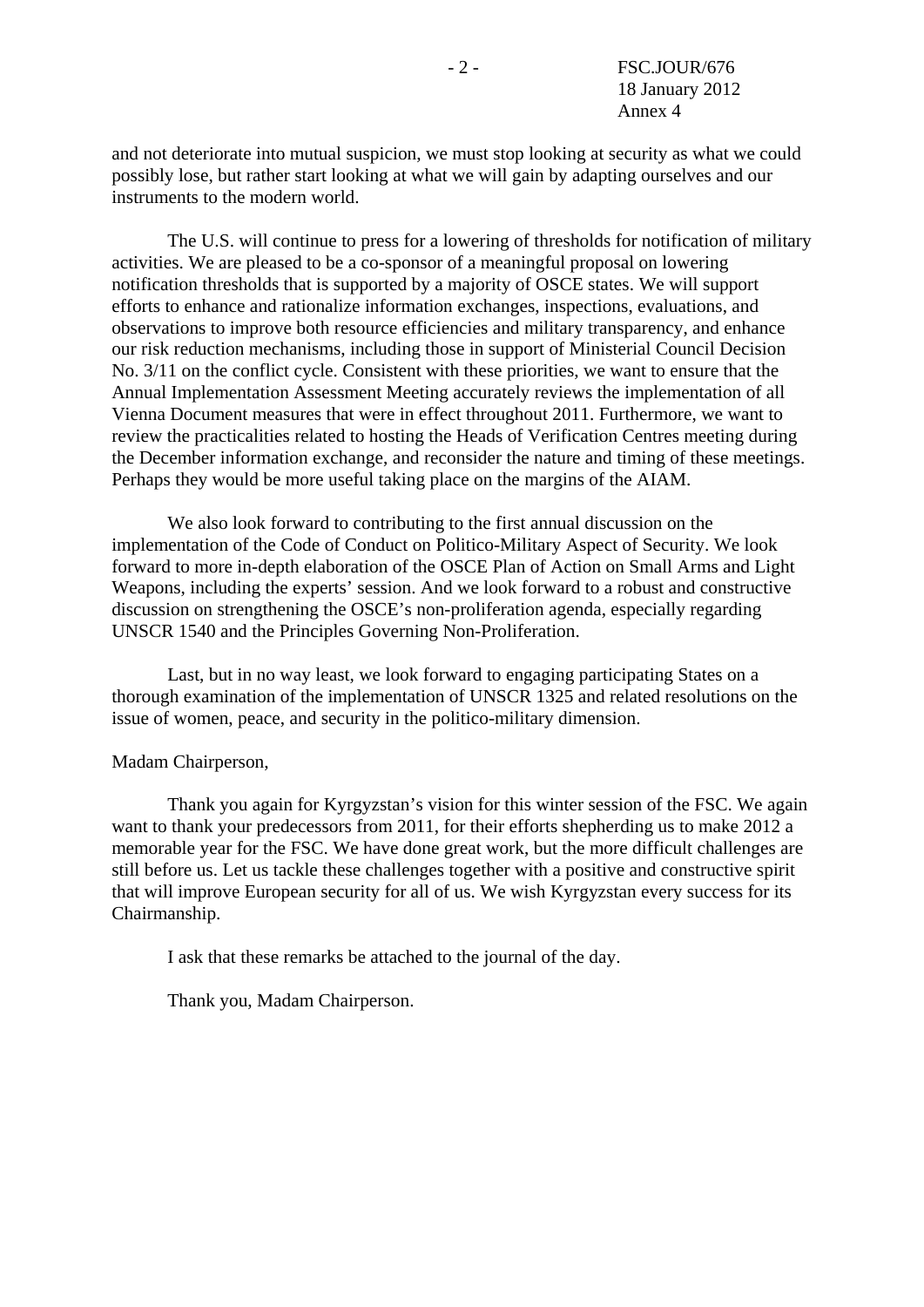and not deteriorate into mutual suspicion, we must stop looking at security as what we could possibly lose, but rather start looking at what we will gain by adapting ourselves and our instruments to the modern world.

The U.S. will continue to press for a lowering of thresholds for notification of military activities. We are pleased to be a co-sponsor of a meaningful proposal on lowering notification thresholds that is supported by a majority of OSCE states. We will support efforts to enhance and rationalize information exchanges, inspections, evaluations, and observations to improve both resource efficiencies and military transparency, and enhance our risk reduction mechanisms, including those in support of Ministerial Council Decision No. 3/11 on the conflict cycle. Consistent with these priorities, we want to ensure that the Annual Implementation Assessment Meeting accurately reviews the implementation of all Vienna Document measures that were in effect throughout 2011. Furthermore, we want to review the practicalities related to hosting the Heads of Verification Centres meeting during the December information exchange, and reconsider the nature and timing of these meetings. Perhaps they would be more useful taking place on the margins of the AIAM.

We also look forward to contributing to the first annual discussion on the implementation of the Code of Conduct on Politico-Military Aspect of Security. We look forward to more in-depth elaboration of the OSCE Plan of Action on Small Arms and Light Weapons, including the experts' session. And we look forward to a robust and constructive discussion on strengthening the OSCE's non-proliferation agenda, especially regarding UNSCR 1540 and the Principles Governing Non-Proliferation.

Last, but in no way least, we look forward to engaging participating States on a thorough examination of the implementation of UNSCR 1325 and related resolutions on the issue of women, peace, and security in the politico-military dimension.

Madam Chairperson,

Thank you again for Kyrgyzstan's vision for this winter session of the FSC. We again want to thank your predecessors from 2011, for their efforts shepherding us to make 2012 a memorable year for the FSC. We have done great work, but the more difficult challenges are still before us. Let us tackle these challenges together with a positive and constructive spirit that will improve European security for all of us. We wish Kyrgyzstan every success for its Chairmanship.

I ask that these remarks be attached to the journal of the day.

Thank you, Madam Chairperson.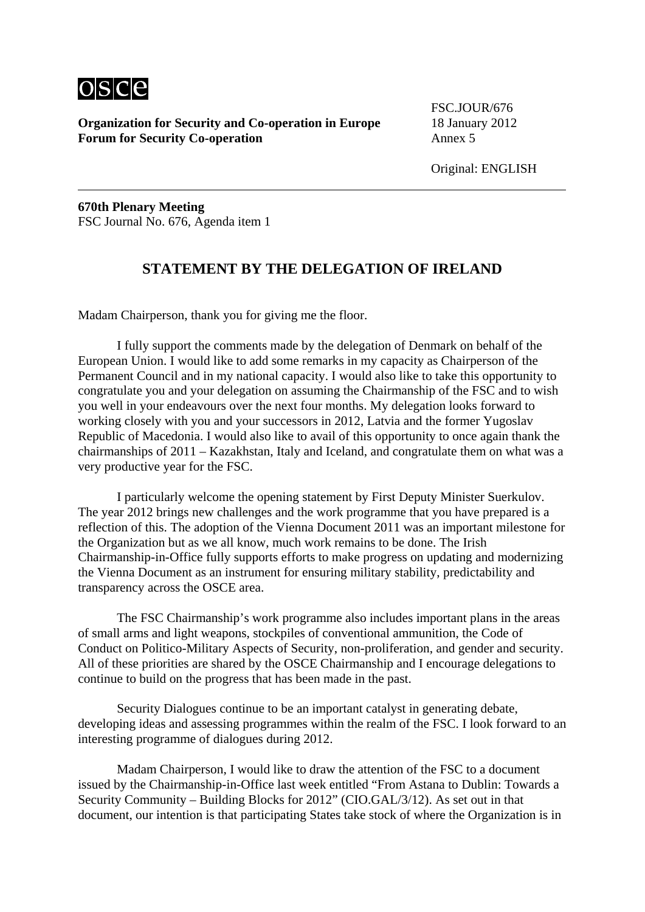Organization for Security and Co-operation in Europe
Forum for Security Co-operation

FSC.JOUR/676
18 January 2012
Annex 5

Original: ENGLISH

**670th Plenary Meeting**
FSC Journal No. 676, Agenda item 1

## STATEMENT BY THE DELEGATION OF IRELAND

Madam Chairperson, thank you for giving me the floor.

I fully support the comments made by the delegation of Denmark on behalf of the European Union. I would like to add some remarks in my capacity as Chairperson of the Permanent Council and in my national capacity. I would also like to take this opportunity to congratulate you and your delegation on assuming the Chairmanship of the FSC and to wish you well in your endeavours over the next four months. My delegation looks forward to working closely with you and your successors in 2012, Latvia and the former Yugoslav Republic of Macedonia. I would also like to avail of this opportunity to once again thank the chairmanships of 2011 – Kazakhstan, Italy and Iceland, and congratulate them on what was a very productive year for the FSC.

I particularly welcome the opening statement by First Deputy Minister Suerkulov. The year 2012 brings new challenges and the work programme that you have prepared is a reflection of this. The adoption of the Vienna Document 2011 was an important milestone for the Organization but as we all know, much work remains to be done. The Irish Chairmanship-in-Office fully supports efforts to make progress on updating and modernizing the Vienna Document as an instrument for ensuring military stability, predictability and transparency across the OSCE area.

The FSC Chairmanship's work programme also includes important plans in the areas of small arms and light weapons, stockpiles of conventional ammunition, the Code of Conduct on Politico-Military Aspects of Security, non-proliferation, and gender and security. All of these priorities are shared by the OSCE Chairmanship and I encourage delegations to continue to build on the progress that has been made in the past.

Security Dialogues continue to be an important catalyst in generating debate, developing ideas and assessing programmes within the realm of the FSC. I look forward to an interesting programme of dialogues during 2012.

Madam Chairperson, I would like to draw the attention of the FSC to a document issued by the Chairmanship-in-Office last week entitled "From Astana to Dublin: Towards a Security Community – Building Blocks for 2012" (CIO.GAL/3/12). As set out in that document, our intention is that participating States take stock of where the Organization is in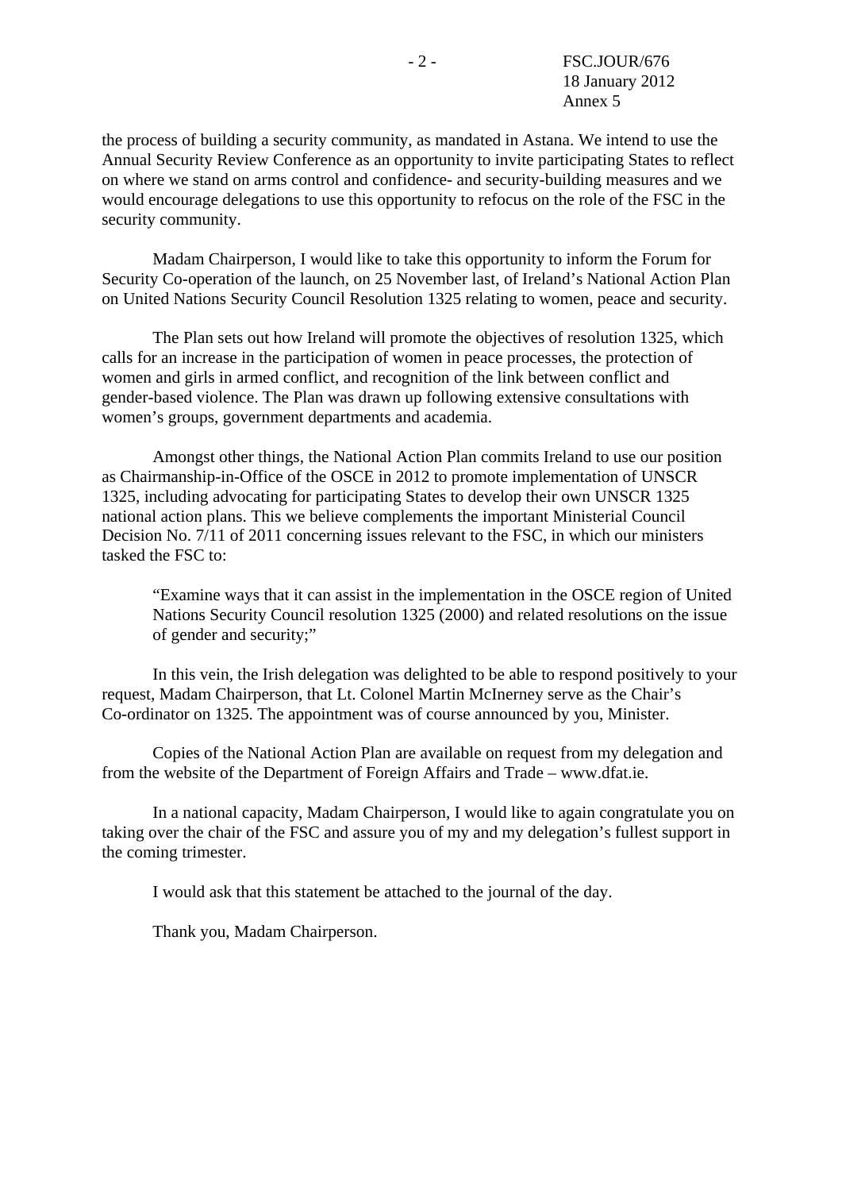the process of building a security community, as mandated in Astana. We intend to use the Annual Security Review Conference as an opportunity to invite participating States to reflect on where we stand on arms control and confidence- and security-building measures and we would encourage delegations to use this opportunity to refocus on the role of the FSC in the security community.

Madam Chairperson, I would like to take this opportunity to inform the Forum for Security Co-operation of the launch, on 25 November last, of Ireland's National Action Plan on United Nations Security Council Resolution 1325 relating to women, peace and security.

The Plan sets out how Ireland will promote the objectives of resolution 1325, which calls for an increase in the participation of women in peace processes, the protection of women and girls in armed conflict, and recognition of the link between conflict and gender-based violence. The Plan was drawn up following extensive consultations with women's groups, government departments and academia.

Amongst other things, the National Action Plan commits Ireland to use our position as Chairmanship-in-Office of the OSCE in 2012 to promote implementation of UNSCR 1325, including advocating for participating States to develop their own UNSCR 1325 national action plans. This we believe complements the important Ministerial Council Decision No. 7/11 of 2011 concerning issues relevant to the FSC, in which our ministers tasked the FSC to:

> "Examine ways that it can assist in the implementation in the OSCE region of United Nations Security Council resolution 1325 (2000) and related resolutions on the issue of gender and security;"

In this vein, the Irish delegation was delighted to be able to respond positively to your request, Madam Chairperson, that Lt. Colonel Martin McInerney serve as the Chair's Co-ordinator on 1325. The appointment was of course announced by you, Minister.

Copies of the National Action Plan are available on request from my delegation and from the website of the Department of Foreign Affairs and Trade – www.dfat.ie.

In a national capacity, Madam Chairperson, I would like to again congratulate you on taking over the chair of the FSC and assure you of my and my delegation's fullest support in the coming trimester.

I would ask that this statement be attached to the journal of the day.

Thank you, Madam Chairperson.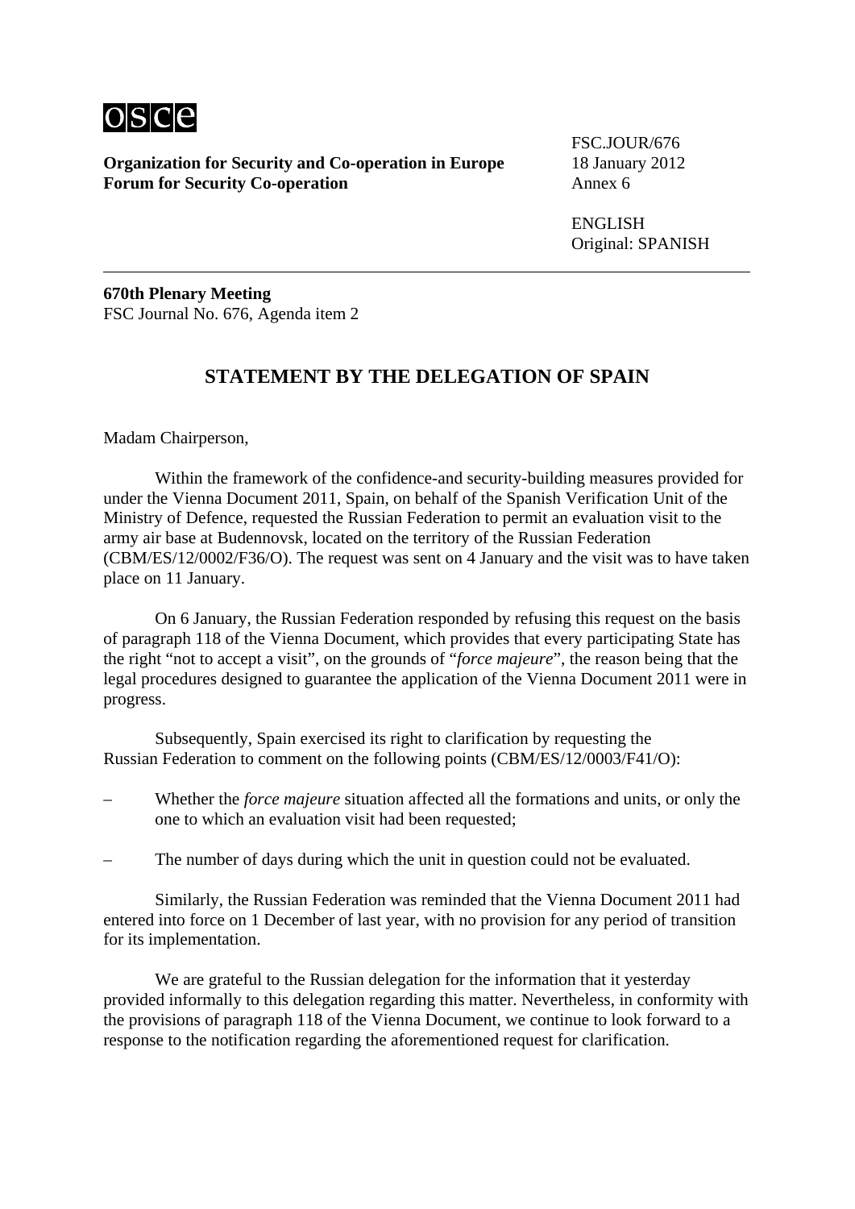osce

**Organization for Security and Co-operation in Europe**
**Forum for Security Co-operation**

FSC.JOUR/676
18 January 2012
Annex 6

ENGLISH
Original: SPANISH

---

**670th Plenary Meeting**
FSC Journal No. 676, Agenda item 2

## STATEMENT BY THE DELEGATION OF SPAIN

Madam Chairperson,

Within the framework of the confidence-and security-building measures provided for under the Vienna Document 2011, Spain, on behalf of the Spanish Verification Unit of the Ministry of Defence, requested the Russian Federation to permit an evaluation visit to the army air base at Budennovsk, located on the territory of the Russian Federation (CBM/ES/12/0002/F36/O). The request was sent on 4 January and the visit was to have taken place on 11 January.

On 6 January, the Russian Federation responded by refusing this request on the basis of paragraph 118 of the Vienna Document, which provides that every participating State has the right "not to accept a visit", on the grounds of "*force majeure*", the reason being that the legal procedures designed to guarantee the application of the Vienna Document 2011 were in progress.

Subsequently, Spain exercised its right to clarification by requesting the Russian Federation to comment on the following points (CBM/ES/12/0003/F41/O):

– Whether the *force majeure* situation affected all the formations and units, or only the one to which an evaluation visit had been requested;

– The number of days during which the unit in question could not be evaluated.

Similarly, the Russian Federation was reminded that the Vienna Document 2011 had entered into force on 1 December of last year, with no provision for any period of transition for its implementation.

We are grateful to the Russian delegation for the information that it yesterday provided informally to this delegation regarding this matter. Nevertheless, in conformity with the provisions of paragraph 118 of the Vienna Document, we continue to look forward to a response to the notification regarding the aforementioned request for clarification.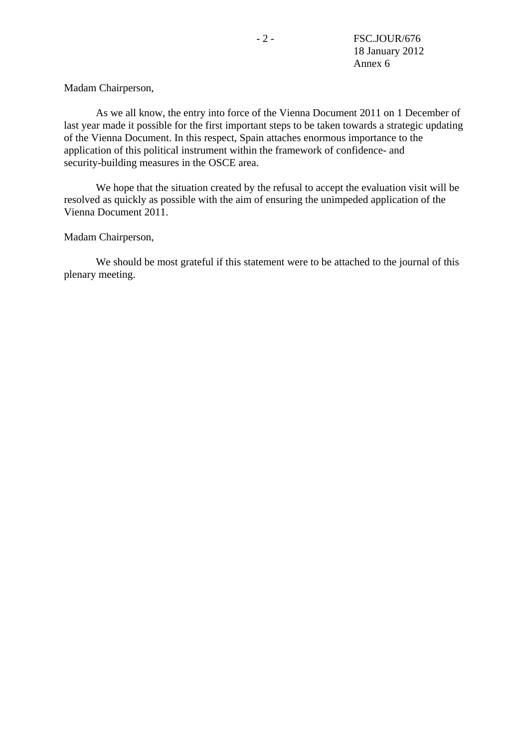Madam Chairperson,

As we all know, the entry into force of the Vienna Document 2011 on 1 December of last year made it possible for the first important steps to be taken towards a strategic updating of the Vienna Document. In this respect, Spain attaches enormous importance to the application of this political instrument within the framework of confidence- and security-building measures in the OSCE area.

We hope that the situation created by the refusal to accept the evaluation visit will be resolved as quickly as possible with the aim of ensuring the unimpeded application of the Vienna Document 2011.

Madam Chairperson,

We should be most grateful if this statement were to be attached to the journal of this plenary meeting.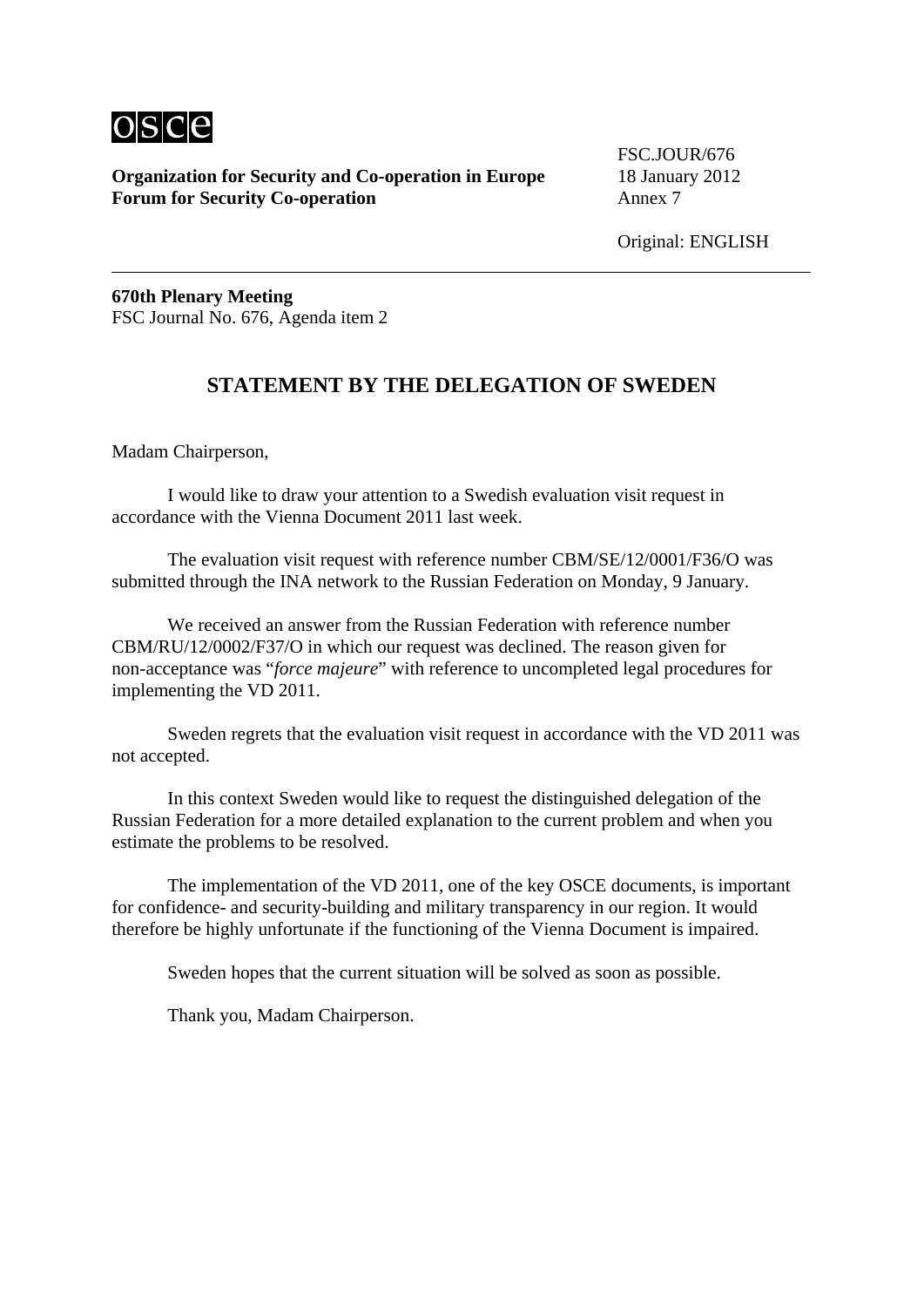FSC.JOUR/676
18 January 2012
Annex 7

Original: ENGLISH

**Organization for Security and Co-operation in Europe**
**Forum for Security Co-operation**

**670th Plenary Meeting**
FSC Journal No. 676, Agenda item 2

## STATEMENT BY THE DELEGATION OF SWEDEN

Madam Chairperson,

I would like to draw your attention to a Swedish evaluation visit request in accordance with the Vienna Document 2011 last week.

The evaluation visit request with reference number CBM/SE/12/0001/F36/O was submitted through the INA network to the Russian Federation on Monday, 9 January.

We received an answer from the Russian Federation with reference number CBM/RU/12/0002/F37/O in which our request was declined. The reason given for non-acceptance was "*force majeure*" with reference to uncompleted legal procedures for implementing the VD 2011.

Sweden regrets that the evaluation visit request in accordance with the VD 2011 was not accepted.

In this context Sweden would like to request the distinguished delegation of the Russian Federation for a more detailed explanation to the current problem and when you estimate the problems to be resolved.

The implementation of the VD 2011, one of the key OSCE documents, is important for confidence- and security-building and military transparency in our region. It would therefore be highly unfortunate if the functioning of the Vienna Document is impaired.

Sweden hopes that the current situation will be solved as soon as possible.

Thank you, Madam Chairperson.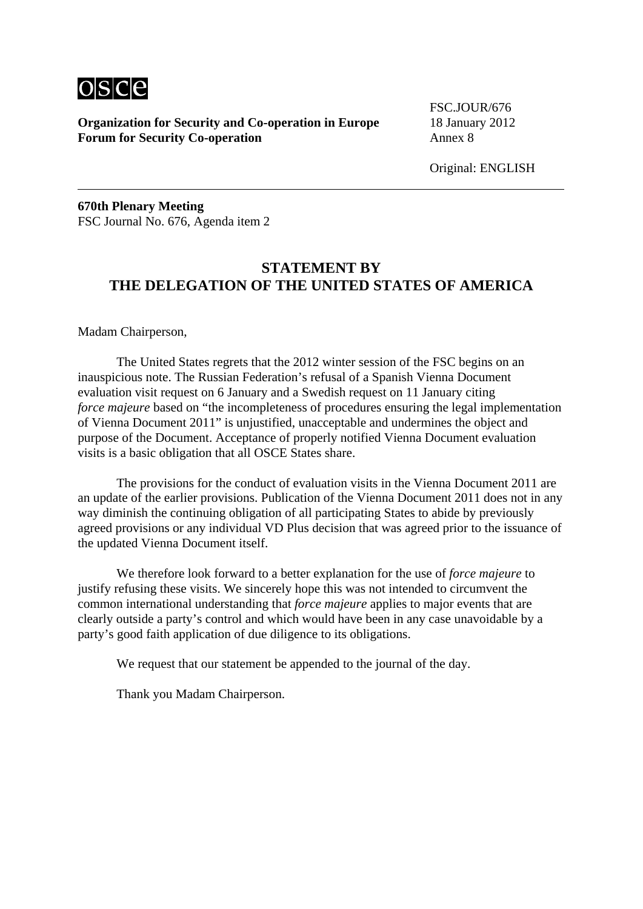osce

**Organization for Security and Co-operation in Europe**
**Forum for Security Co-operation**

FSC.JOUR/676
18 January 2012
Annex 8

Original: ENGLISH

---

**670th Plenary Meeting**
FSC Journal No. 676, Agenda item 2

## STATEMENT BY THE DELEGATION OF THE UNITED STATES OF AMERICA

Madam Chairperson,

The United States regrets that the 2012 winter session of the FSC begins on an inauspicious note. The Russian Federation's refusal of a Spanish Vienna Document evaluation visit request on 6 January and a Swedish request on 11 January citing *force majeure* based on "the incompleteness of procedures ensuring the legal implementation of Vienna Document 2011" is unjustified, unacceptable and undermines the object and purpose of the Document. Acceptance of properly notified Vienna Document evaluation visits is a basic obligation that all OSCE States share.

The provisions for the conduct of evaluation visits in the Vienna Document 2011 are an update of the earlier provisions. Publication of the Vienna Document 2011 does not in any way diminish the continuing obligation of all participating States to abide by previously agreed provisions or any individual VD Plus decision that was agreed prior to the issuance of the updated Vienna Document itself.

We therefore look forward to a better explanation for the use of *force majeure* to justify refusing these visits. We sincerely hope this was not intended to circumvent the common international understanding that *force majeure* applies to major events that are clearly outside a party's control and which would have been in any case unavoidable by a party's good faith application of due diligence to its obligations.

We request that our statement be appended to the journal of the day.

Thank you Madam Chairperson.